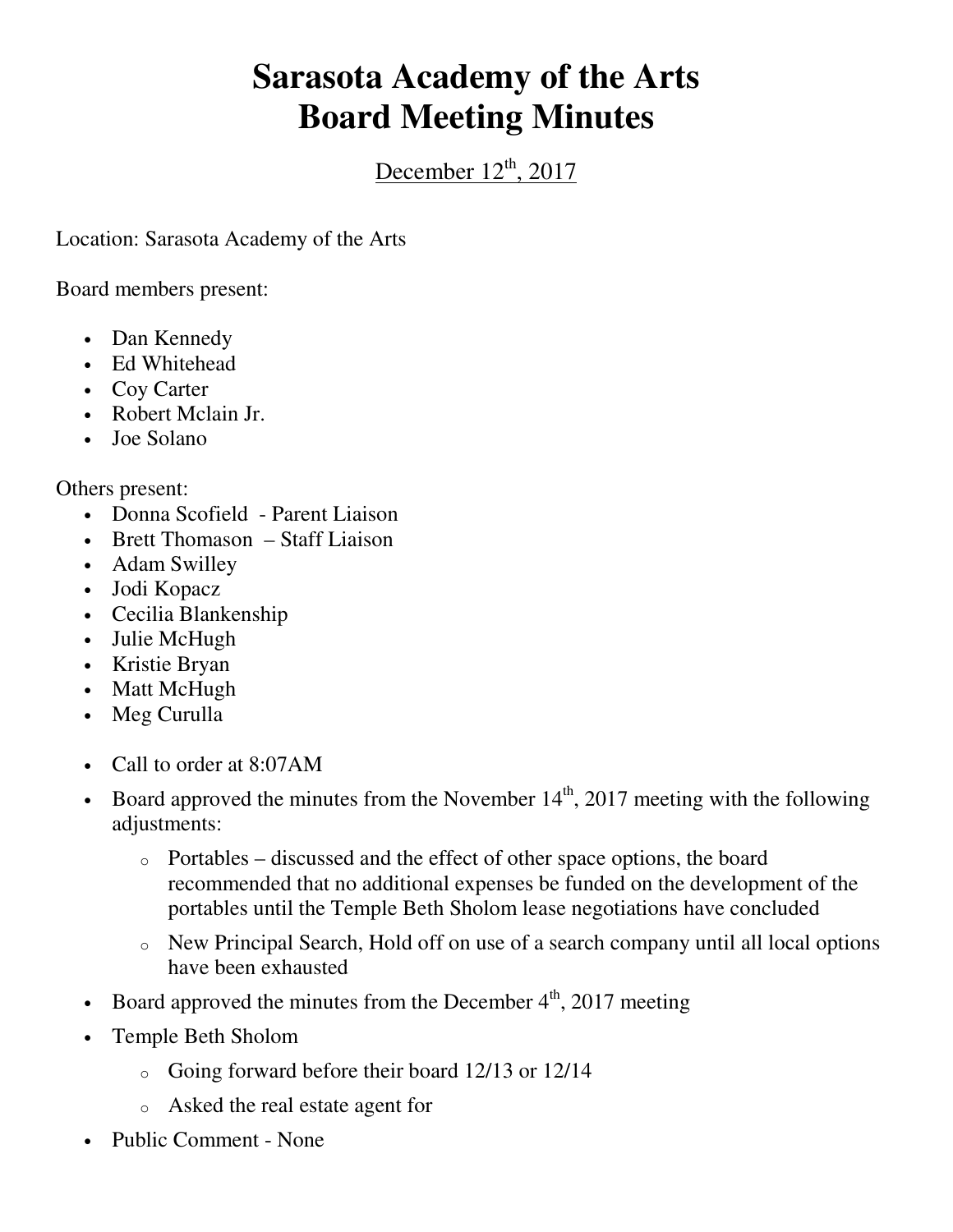# Sarasota Academy of the Arts
# Board Meeting Minutes

December 12th, 2017

Location: Sarasota Academy of the Arts

Board members present:

- Dan Kennedy
- Ed Whitehead
- Coy Carter
- Robert Mclain Jr.
- Joe Solano

Others present:

- Donna Scofield - Parent Liaison
- Brett Thomason – Staff Liaison
- Adam Swilley
- Jodi Kopacz
- Cecilia Blankenship
- Julie McHugh
- Kristie Bryan
- Matt McHugh
- Meg Curulla

- Call to order at 8:07AM
- Board approved the minutes from the November 14th, 2017 meeting with the following adjustments:
    - Portables – discussed and the effect of other space options, the board recommended that no additional expenses be funded on the development of the portables until the Temple Beth Sholom lease negotiations have concluded
    - New Principal Search, Hold off on use of a search company until all local options have been exhausted
- Board approved the minutes from the December 4th, 2017 meeting
- Temple Beth Sholom
    - Going forward before their board 12/13 or 12/14
    - Asked the real estate agent for
- Public Comment - None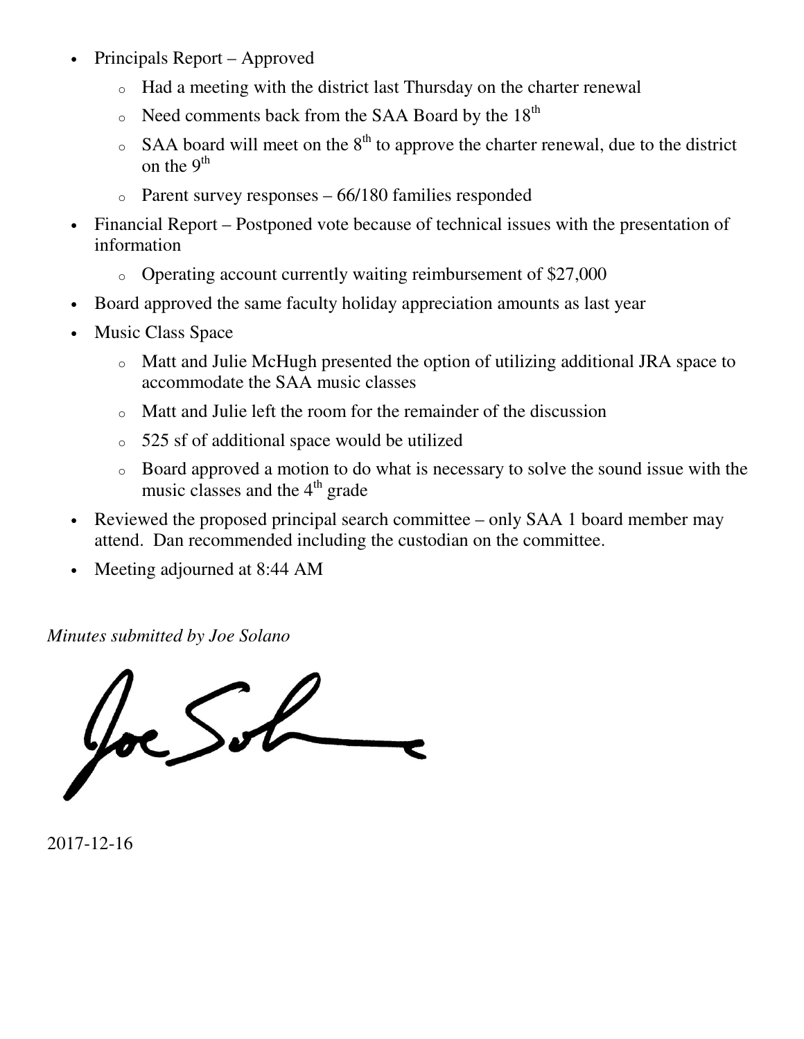- Principals Report – Approved
  - Had a meeting with the district last Thursday on the charter renewal
  - Need comments back from the SAA Board by the 18th
  - SAA board will meet on the 8th to approve the charter renewal, due to the district on the 9th
  - Parent survey responses – 66/180 families responded
- Financial Report – Postponed vote because of technical issues with the presentation of information
  - Operating account currently waiting reimbursement of $27,000
- Board approved the same faculty holiday appreciation amounts as last year
- Music Class Space
  - Matt and Julie McHugh presented the option of utilizing additional JRA space to accommodate the SAA music classes
  - Matt and Julie left the room for the remainder of the discussion
  - 525 sf of additional space would be utilized
  - Board approved a motion to do what is necessary to solve the sound issue with the music classes and the 4th grade
- Reviewed the proposed principal search committee – only SAA 1 board member may attend. Dan recommended including the custodian on the committee.
- Meeting adjourned at 8:44 AM

*Minutes submitted by Joe Solano*

2017-12-16